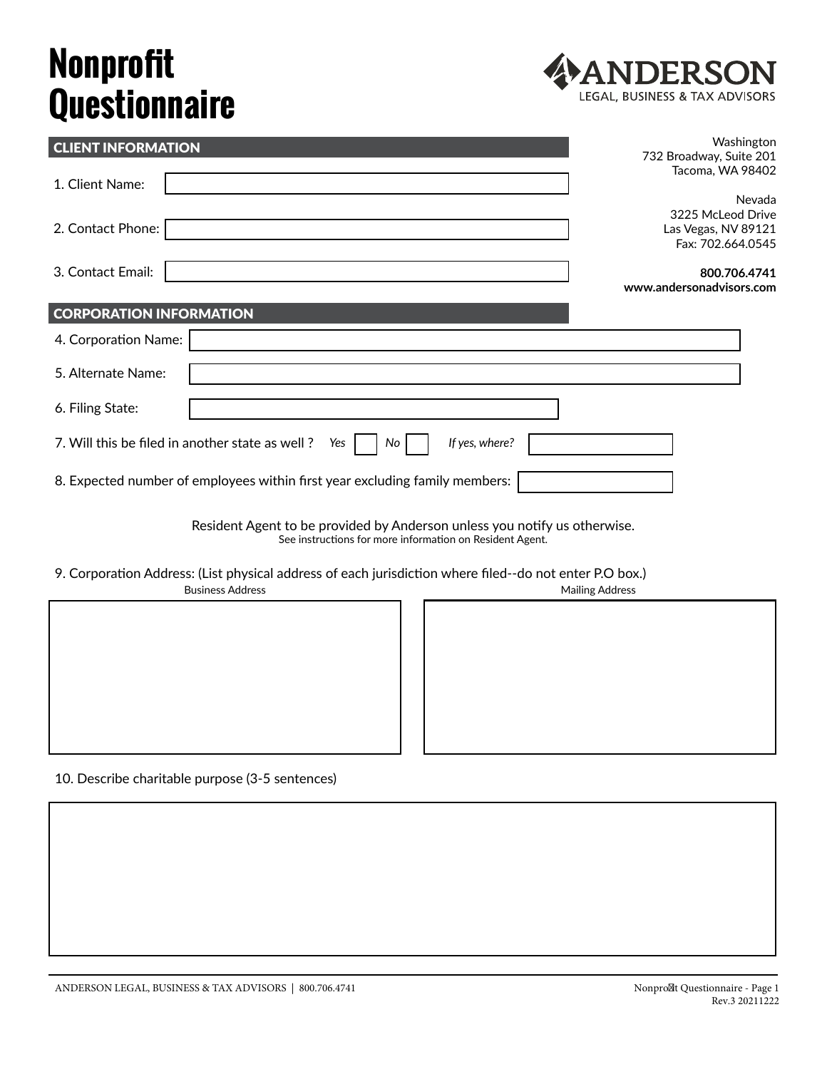# Nonprofit Questionnaire

ANDERSON
LEGAL, BUSINESS & TAX ADVISORS

Washington
732 Broadway, Suite 201
Tacoma, WA 98402

Nevada
3225 McLeod Drive
Las Vegas, NV 89121
Fax: 702.664.0545

**800.706.4741**
**www.andersonadvisors.com**

## CLIENT INFORMATION

1. Client Name:

2. Contact Phone:

3. Contact Email:

## CORPORATION INFORMATION

4. Corporation Name:

5. Alternate Name:

6. Filing State:

7. Will this be filed in another state as well ? *Yes* ☐ *No* ☐ *If yes, where?*

8. Expected number of employees within first year excluding family members:

Resident Agent to be provided by Anderson unless you notify us otherwise.
See instructions for more information on Resident Agent.

9. Corporation Address: (List physical address of each jurisdiction where filed--do not enter P.O box.)

| Business Address | Mailing Address |
| --- | --- |
| | |

10. Describe charitable purpose (3-5 sentences)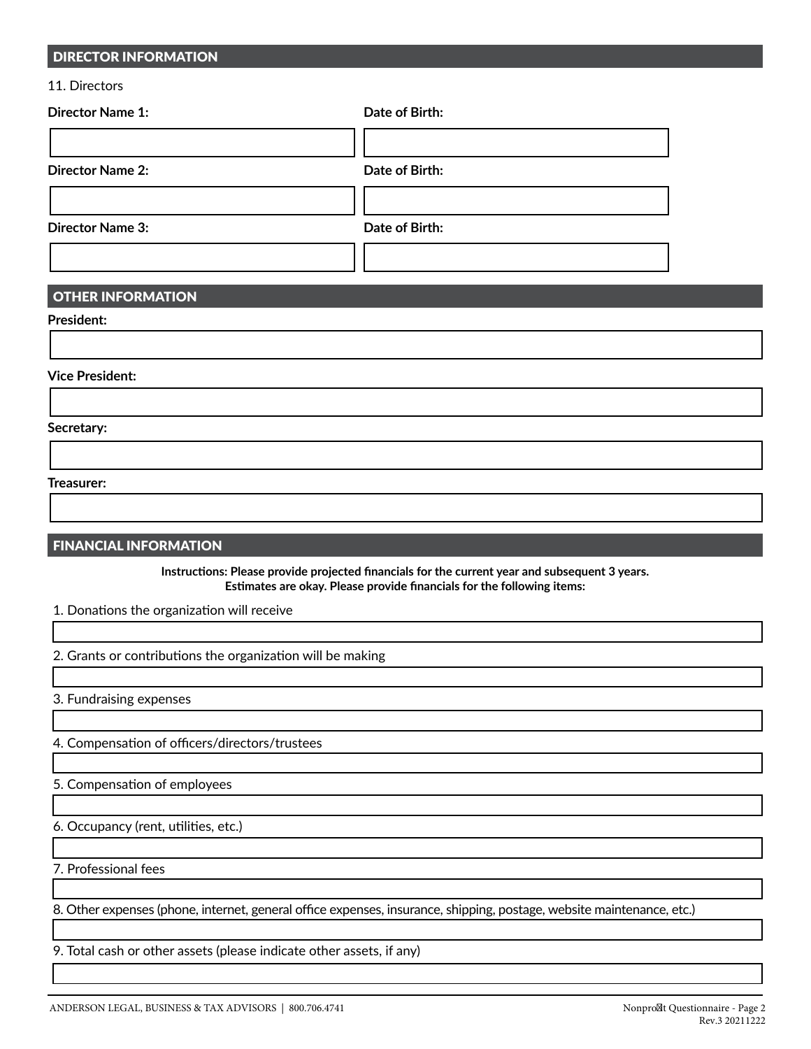## DIRECTOR INFORMATION

11. Directors

**Director Name 1:**

**Date of Birth:**

**Director Name 2:**

**Date of Birth:**

**Director Name 3:**

**Date of Birth:**

## OTHER INFORMATION

**President:**

**Vice President:**

**Secretary:**

**Treasurer:**

## FINANCIAL INFORMATION

**Instructions: Please provide projected financials for the current year and subsequent 3 years. Estimates are okay. Please provide financials for the following items:**

1. Donations the organization will receive
2. Grants or contributions the organization will be making
3. Fundraising expenses
4. Compensation of officers/directors/trustees
5. Compensation of employees
6. Occupancy (rent, utilities, etc.)
7. Professional fees
8. Other expenses (phone, internet, general office expenses, insurance, shipping, postage, website maintenance, etc.)
9. Total cash or other assets (please indicate other assets, if any)